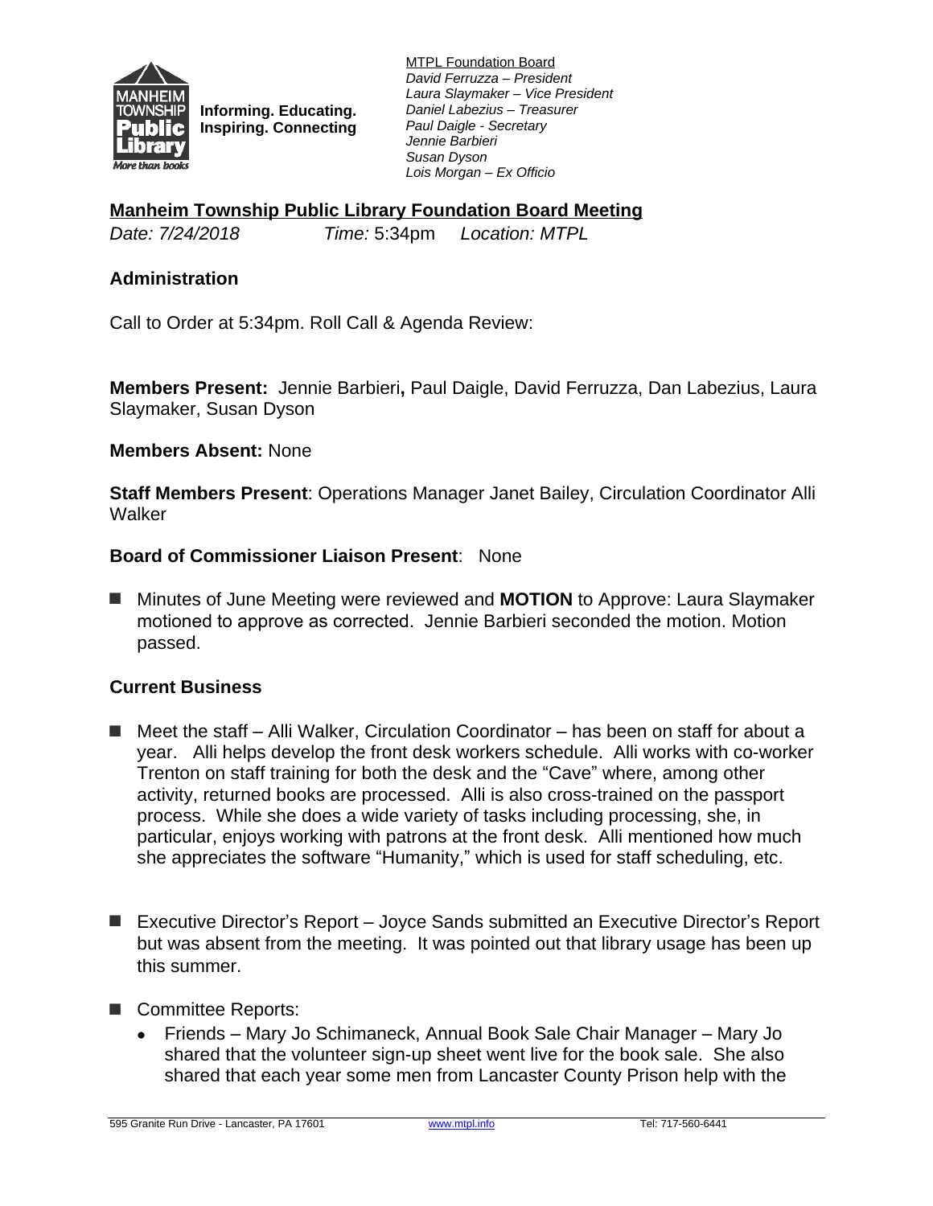Informing. Educating.
Inspiring. Connecting

MTPL Foundation Board
*David Ferruzza – President*
*Laura Slaymaker – Vice President*
*Daniel Labezius – Treasurer*
*Paul Daigle - Secretary*
*Jennie Barbieri*
*Susan Dyson*
*Lois Morgan – Ex Officio*

## Manheim Township Public Library Foundation Board Meeting

*Date: 7/24/2018* *Time:* 5:34pm *Location: MTPL*

### Administration

Call to Order at 5:34pm. Roll Call & Agenda Review:

**Members Present:** Jennie Barbieri**,** Paul Daigle, David Ferruzza, Dan Labezius, Laura Slaymaker, Susan Dyson

**Members Absent:** None

**Staff Members Present**: Operations Manager Janet Bailey, Circulation Coordinator Alli Walker

**Board of Commissioner Liaison Present**: None

- Minutes of June Meeting were reviewed and **MOTION** to Approve: Laura Slaymaker motioned to approve as corrected. Jennie Barbieri seconded the motion. Motion passed.

### Current Business

- Meet the staff – Alli Walker, Circulation Coordinator – has been on staff for about a year. Alli helps develop the front desk workers schedule. Alli works with co-worker Trenton on staff training for both the desk and the "Cave" where, among other activity, returned books are processed. Alli is also cross-trained on the passport process. While she does a wide variety of tasks including processing, she, in particular, enjoys working with patrons at the front desk. Alli mentioned how much she appreciates the software "Humanity," which is used for staff scheduling, etc.

- Executive Director's Report – Joyce Sands submitted an Executive Director's Report but was absent from the meeting. It was pointed out that library usage has been up this summer.

- Committee Reports:
  - Friends – Mary Jo Schimaneck, Annual Book Sale Chair Manager – Mary Jo shared that the volunteer sign-up sheet went live for the book sale. She also shared that each year some men from Lancaster County Prison help with the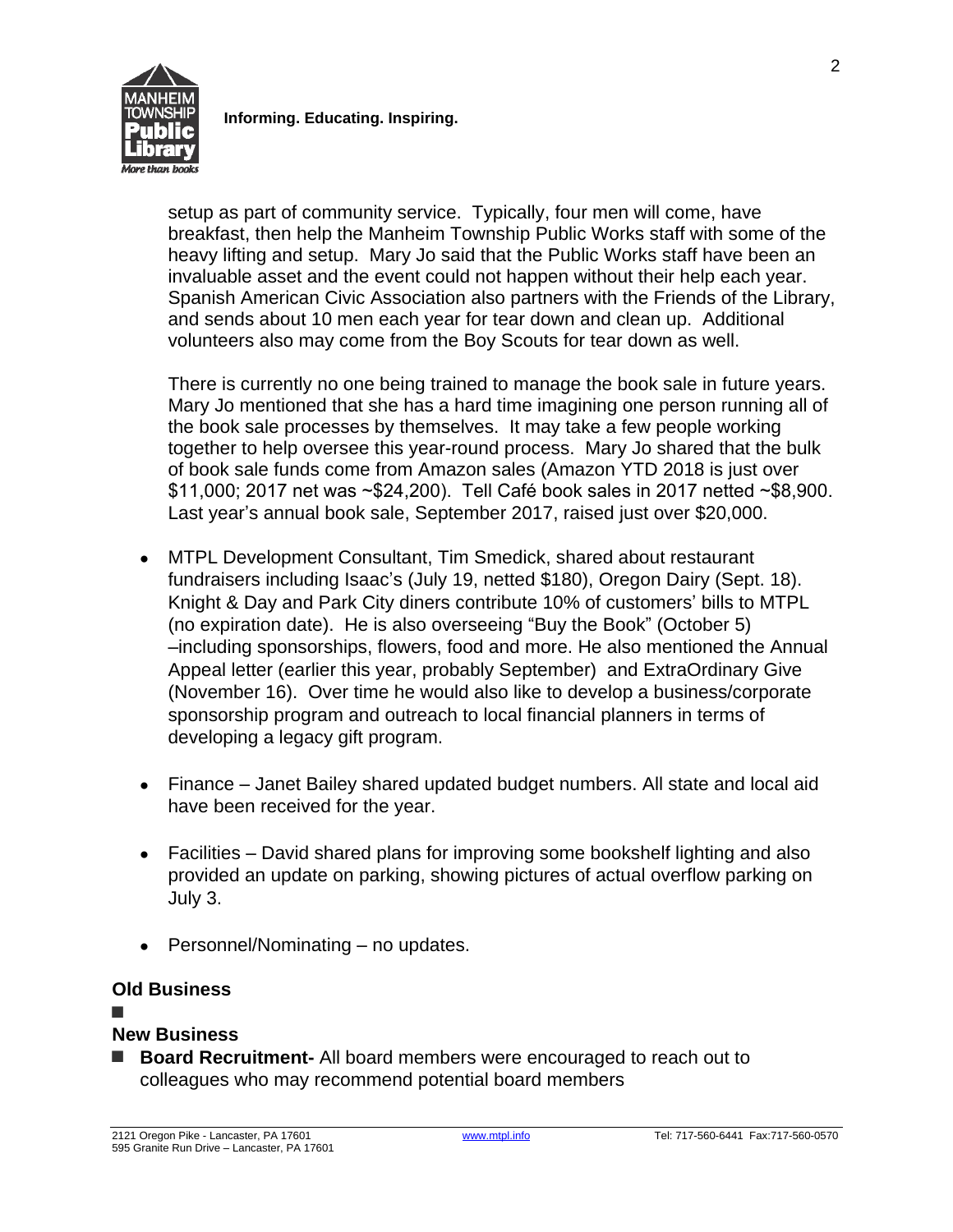setup as part of community service. Typically, four men will come, have breakfast, then help the Manheim Township Public Works staff with some of the heavy lifting and setup. Mary Jo said that the Public Works staff have been an invaluable asset and the event could not happen without their help each year. Spanish American Civic Association also partners with the Friends of the Library, and sends about 10 men each year for tear down and clean up. Additional volunteers also may come from the Boy Scouts for tear down as well.

There is currently no one being trained to manage the book sale in future years. Mary Jo mentioned that she has a hard time imagining one person running all of the book sale processes by themselves. It may take a few people working together to help oversee this year-round process. Mary Jo shared that the bulk of book sale funds come from Amazon sales (Amazon YTD 2018 is just over $11,000; 2017 net was ~$24,200). Tell Café book sales in 2017 netted ~$8,900. Last year's annual book sale, September 2017, raised just over $20,000.

- MTPL Development Consultant, Tim Smedick, shared about restaurant fundraisers including Isaac's (July 19, netted $180), Oregon Dairy (Sept. 18). Knight & Day and Park City diners contribute 10% of customers' bills to MTPL (no expiration date). He is also overseeing "Buy the Book" (October 5) –including sponsorships, flowers, food and more. He also mentioned the Annual Appeal letter (earlier this year, probably September) and ExtraOrdinary Give (November 16). Over time he would also like to develop a business/corporate sponsorship program and outreach to local financial planners in terms of developing a legacy gift program.

- Finance – Janet Bailey shared updated budget numbers. All state and local aid have been received for the year.

- Facilities – David shared plans for improving some bookshelf lighting and also provided an update on parking, showing pictures of actual overflow parking on July 3.

- Personnel/Nominating – no updates.

## Old Business

- 

## New Business

- **Board Recruitment-** All board members were encouraged to reach out to colleagues who may recommend potential board members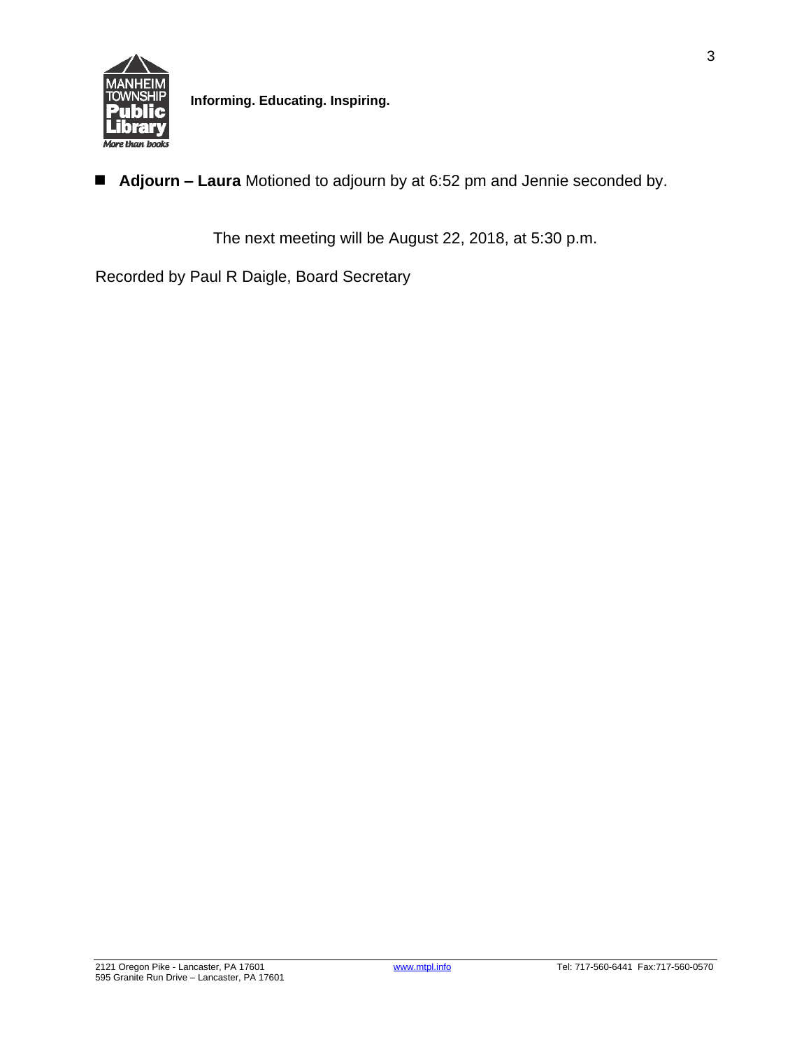**Informing. Educating. Inspiring.**

- **Adjourn – Laura** Motioned to adjourn by at 6:52 pm and Jennie seconded by.

The next meeting will be August 22, 2018, at 5:30 p.m.

Recorded by Paul R Daigle, Board Secretary